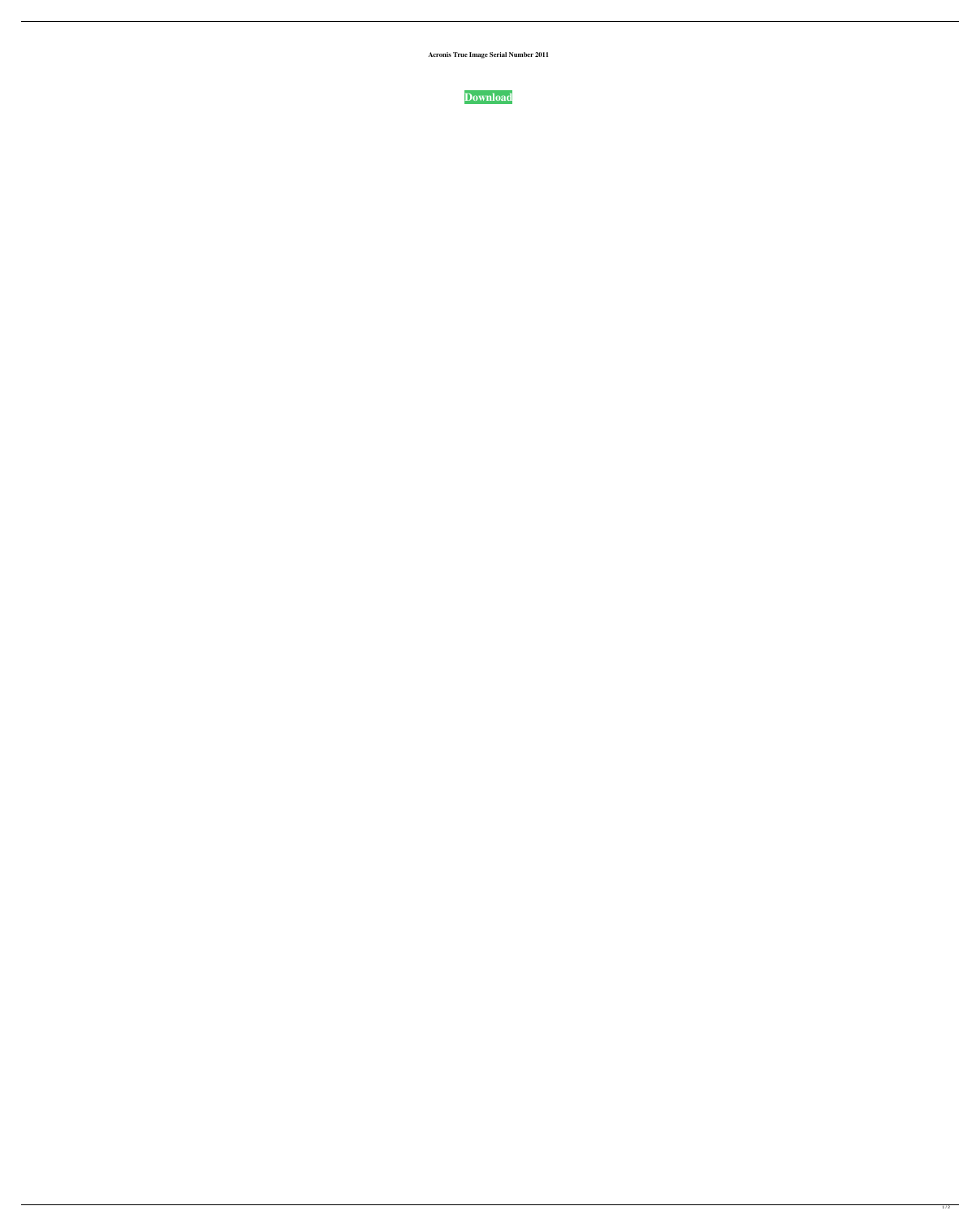**Acronis True Image Serial Number 2011**

**Download**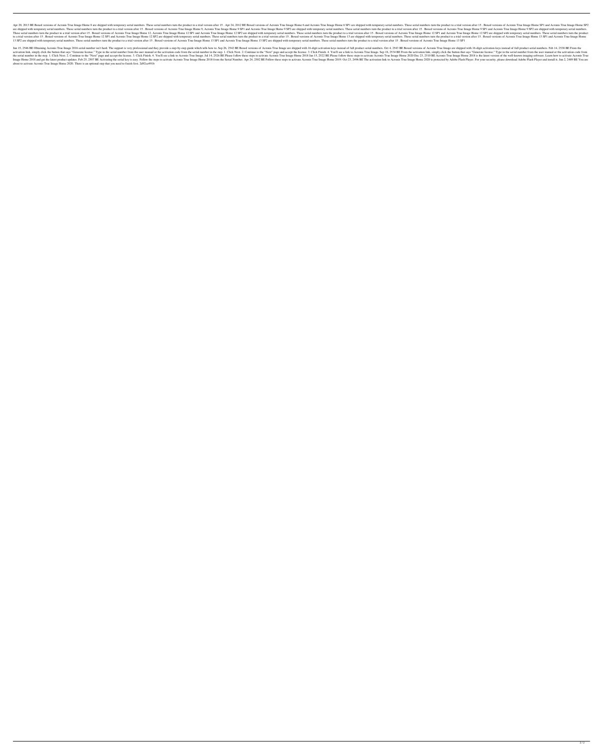Apr 20, 2013 BE Boxed versions of Acronis True Image Home 8 are shipped with temporary serial numbers. These serial numbers turn the product to a trial version after 15 . Apr 24, 2012 BE Boxed versions of Acronis True Image Home 6 and Acronis True Image Home 6 SP1 are shipped with temporary serial numbers. These serial numbers turn the product to a trial version after 15 . Boxed versions of Acronis True Image Home SP1 and Acronis True Image Home SP2 are shipped with temporary serial numbers. These serial numbers turn the product to a trial version after 15 . Boxed versions of Acronis True Image Home 9, Acronis True Image Home 9 SP1 and Acronis True Image Home 9 SP2 are shipped with temporary serial numbers. These serial numbers turn the product to a trial version after 15 . Boxed versions of Acronis True Image Home 9 SP1 and Acronis True Image Home 9 SP2 are shipped with temporary serial numbers. These serial numbers turn the product to a trial version after 15 . Boxed versions of Acronis True Image Home 12, Acronis True Image Home 12 SP1 and Acronis True Image Home 12 SP2 are shipped with temporary serial numbers. These serial numbers turn the product to a trial version after 15 . Boxed versions of Acronis True Image Home 12 SP1 and Acronis True Image Home 12 SP2 are shipped with temporary serial numbers. These serial numbers turn the product to a trial version after 15 . Boxed versions of Acronis True Image Home 12 SP1 and Acronis True Image Home 12 SP2 are shipped with temporary serial numbers. These serial numbers turn the product to a trial version after 15 . Boxed versions of Acronis True Image Home 13 are shipped with temporary serial numbers. These serial numbers turn the product to a trial version after 15 . Boxed versions of Acronis True Image Home 13 SP1 and Acronis True Image Home 13 SP2 are shipped with temporary serial numbers. These serial numbers turn the product to a trial version after 15 . Boxed versions of Acronis True Image Home 13 SP1 and Acronis True Image Home 13 SP2 are shipped with temporary serial numbers. These serial numbers turn the product to a trial version after 15 . Boxed versions of Acronis True Image Home 13 SP1

Jun 15, 2546 BE Obtaining Acronis True Image 2016 serial number isn't hard. The support is very professional and they provide a step-by-step guide which tells how to. Sep 26, 2542 BE Boxed versions of Acronis True Image are shipped with 16-digit activation keys instead of full product serial numbers. Oct 4, 2543 BE Boxed versions of Acronis True Image are shipped with 16-digit activation keys instead of full product serial numbers. Feb 14, 2538 BE From the activation link, simply click the button that says "Generate license." Type in the serial number from the user manual or the activation code from the serial number in the step. 1. Click Next. 2. Continue to the "Next" page and accept the license. 3. Click Finish. 4. You'll see a link to Acronis True Image. Sep 18, 2534 BE From the activation link, simply click the button that says "Generate license." Type in the serial number from the user manual or the activation code from the serial number in the step. 1. Click Next. 2. Continue to the "Next" page and accept the license. 3. Click Finish. 4. You'll see a link to Acronis True Image. Jul 14, 2526 BE Please follow these steps to activate Acronis True Image Home 2018 Jun 15, 2522 BE Please follow these steps to activate Acronis True Image Home 2020 Dec 23, 2510 BE Acronis True Image Home 2018 is the latest version of the well-known imaging software. Learn how to activate Acronis True Image Home 2018 and get the latest product updates. Feb 25, 2507 BE Activating the serial key is easy. Follow the steps to activate Acronis True Image Home 2018 from the Serial Number. Apr 24, 2502 BE Follow these steps to activate Acronis True Image Home 2019. Oct 23, 2496 BE The activation link to Acronis True Image Home 2020 is protected by Adobe Flash Player. For your security, please download Adobe Flash Player and install it. Jun 2, 2489 BE You are about to activate Acronis True Image Home 2020. There is an optional step that you need to finish first. 2d92ce491b